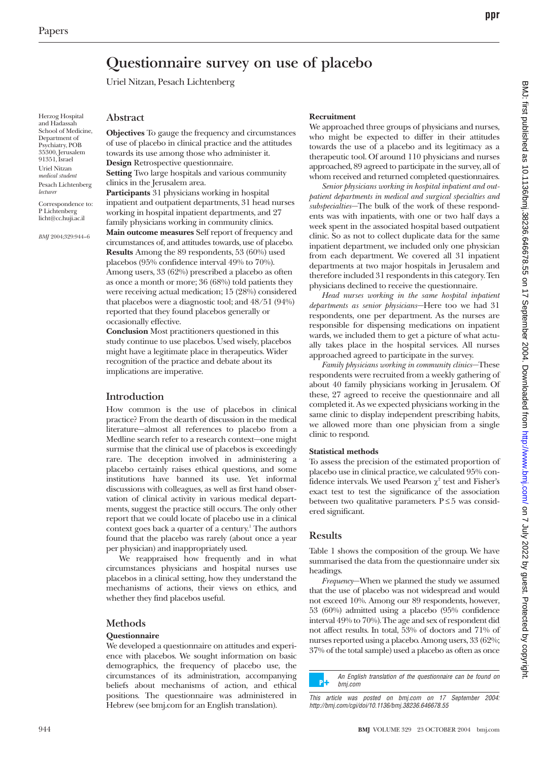# Questionnaire survey on use of placebo

Uriel Nitzan, Pesach Lichtenberg

Herzog Hospital and Hadassah School of Medicine, Department of Psychiatry, POB 35300, Jerusalem 91351, Israel

Uriel Nitzan *medical student*

Pesach Lichtenberg *lecturer*

Correspondence to: P Lichtenberg licht@cc.huji.ac.il

*BMJ* 2004;329:944–6

## Abstract

**Objectives** To gauge the frequency and circumstances of use of placebo in clinical practice and the attitudes towards its use among those who administer it.

**Design** Retrospective questionnaire.

**Setting** Two large hospitals and various community clinics in the Jerusalem area.

**Participants** 31 physicians working in hospital inpatient and outpatient departments, 31 head nurses working in hospital inpatient departments, and 27 family physicians working in community clinics.

**Main outcome measures** Self report of frequency and circumstances of, and attitudes towards, use of placebo.

**Results** Among the 89 respondents, 53 (60%) used placebos (95% confidence interval 49% to 70%). Among users, 33 (62%) prescribed a placebo as often as once a month or more; 36 (68%) told patients they were receiving actual medication; 15 (28%) considered that placebos were a diagnostic tool; and 48/51 (94%) reported that they found placebos generally or occasionally effective.

**Conclusion** Most practitioners questioned in this study continue to use placebos. Used wisely, placebos might have a legitimate place in therapeutics. Wider recognition of the practice and debate about its implications are imperative.

## Introduction

How common is the use of placebos in clinical practice? From the dearth of discussion in the medical literature—almost all references to placebo from a Medline search refer to a research context—one might surmise that the clinical use of placebos is exceedingly rare. The deception involved in administering a placebo certainly raises ethical questions, and some institutions have banned its use. Yet informal discussions with colleagues, as well as first hand observation of clinical activity in various medical departments, suggest the practice still occurs. The only other report that we could locate of placebo use in a clinical context goes back a quarter of a century.[1] The authors found that the placebo was rarely (about once a year per physician) and inappropriately used.

We reappraised how frequently and in what circumstances physicians and hospital nurses use placebos in a clinical setting, how they understand the mechanisms of actions, their views on ethics, and whether they find placebos useful.

## Methods

### Questionnaire

We developed a questionnaire on attitudes and experience with placebos. We sought information on basic demographics, the frequency of placebo use, the circumstances of its administration, accompanying beliefs about mechanisms of action, and ethical positions. The questionnaire was administered in Hebrew (see bmj.com for an English translation).

### Recruitment

We approached three groups of physicians and nurses, who might be expected to differ in their attitudes towards the use of a placebo and its legitimacy as a therapeutic tool. Of around 110 physicians and nurses approached, 89 agreed to participate in the survey, all of whom received and returned completed questionnaires.

*Senior physicians working in hospital inpatient and outpatient departments in medical and surgical specialties and subspecialties*—The bulk of the work of these respondents was with inpatients, with one or two half days a week spent in the associated hospital based outpatient clinic. So as not to collect duplicate data for the same inpatient department, we included only one physician from each department. We covered all 31 inpatient departments at two major hospitals in Jerusalem and therefore included 31 respondents in this category. Ten physicians declined to receive the questionnaire.

*Head nurses working in the same hospital inpatient departments as senior physicians*—Here too we had 31 respondents, one per department. As the nurses are responsible for dispensing medications on inpatient wards, we included them to get a picture of what actually takes place in the hospital services. All nurses approached agreed to participate in the survey.

*Family physicians working in community clinics*—These respondents were recruited from a weekly gathering of about 40 family physicians working in Jerusalem. Of these, 27 agreed to receive the questionnaire and all completed it. As we expected physicians working in the same clinic to display independent prescribing habits, we allowed more than one physician from a single clinic to respond.

### Statistical methods

To assess the precision of the estimated proportion of placebo use in clinical practice, we calculated 95% confidence intervals. We used Pearson $\chi^2$ test and Fisher's exact test to test the significance of the association between two qualitative parameters. $P \leq 5$ was considered significant.

## Results

Table 1 shows the composition of the group. We have summarised the data from the questionnaire under six headings.

*Frequency*—When we planned the study we assumed that the use of placebo was not widespread and would not exceed 10%. Among our 89 respondents, however, 53 (60%) admitted using a placebo (95% confidence interval 49% to 70%). The age and sex of respondent did not affect results. In total, 53% of doctors and 71% of nurses reported using a placebo. Among users, 33 (62%; 37% of the total sample) used a placebo as often as once

An English translation of the questionnaire can be found on bmj.com

This article was posted on bmj.com on 17 September 2004: http://bmj.com/cgi/doi/10.1136/bmj.38236.646678.55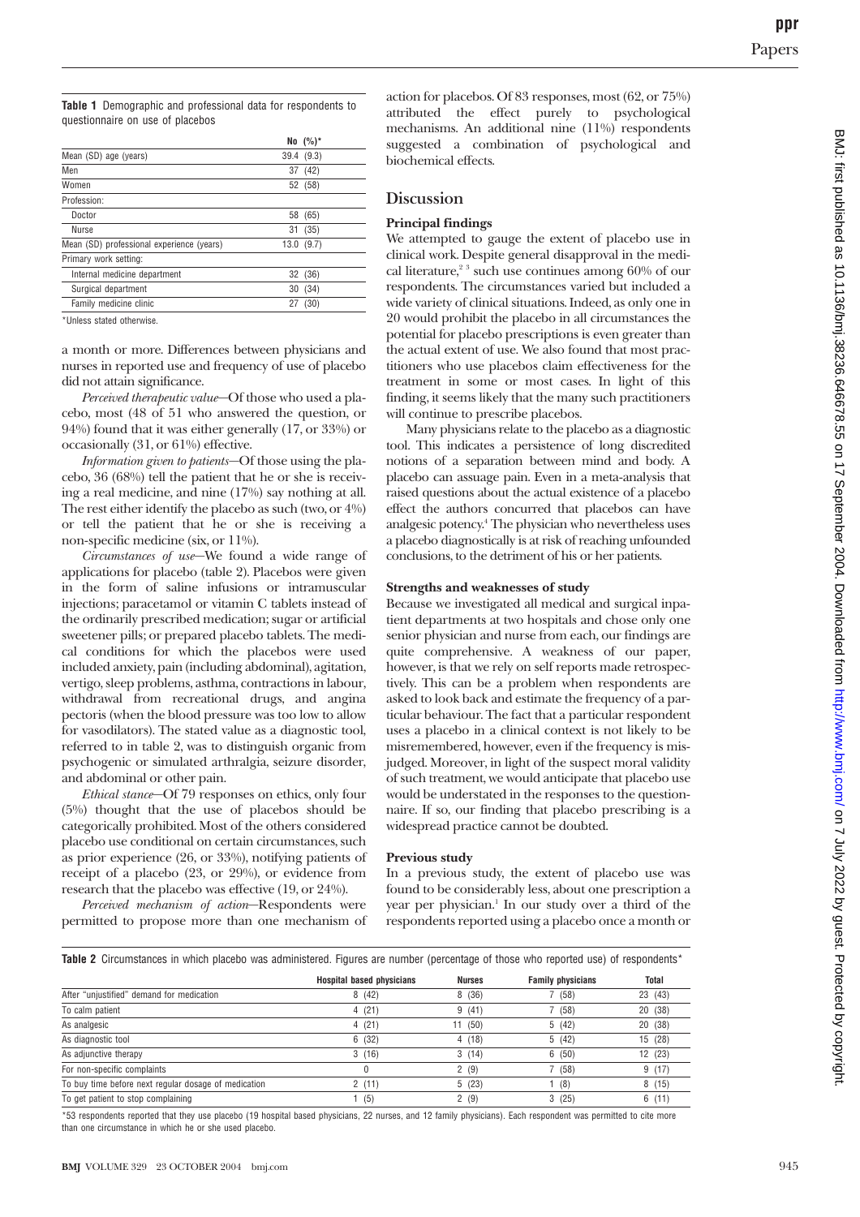**Table 1** Demographic and professional data for respondents to questionnaire on use of placebos

| | No (%)* |
|---|---|
| Mean (SD) age (years) | 39.4 (9.3) |
| Men | 37 (42) |
| Women | 52 (58) |
| Profession: | |
| Doctor | 58 (65) |
| Nurse | 31 (35) |
| Mean (SD) professional experience (years) | 13.0 (9.7) |
| Primary work setting: | |
| Internal medicine department | 32 (36) |
| Surgical department | 30 (34) |
| Family medicine clinic | 27 (30) |

*Unless stated otherwise.

a month or more. Differences between physicians and nurses in reported use and frequency of use of placebo did not attain significance.

*Perceived therapeutic value*—Of those who used a placebo, most (48 of 51 who answered the question, or 94%) found that it was either generally (17, or 33%) or occasionally (31, or 61%) effective.

*Information given to patients*—Of those using the placebo, 36 (68%) tell the patient that he or she is receiving a real medicine, and nine (17%) say nothing at all. The rest either identify the placebo as such (two, or 4%) or tell the patient that he or she is receiving a non-specific medicine (six, or 11%).

*Circumstances of use*—We found a wide range of applications for placebo (table 2). Placebos were given in the form of saline infusions or intramuscular injections; paracetamol or vitamin C tablets instead of the ordinarily prescribed medication; sugar or artificial sweetener pills; or prepared placebo tablets. The medical conditions for which the placebos were used included anxiety, pain (including abdominal), agitation, vertigo, sleep problems, asthma, contractions in labour, withdrawal from recreational drugs, and angina pectoris (when the blood pressure was too low to allow for vasodilators). The stated value as a diagnostic tool, referred to in table 2, was to distinguish organic from psychogenic or simulated arthralgia, seizure disorder, and abdominal or other pain.

*Ethical stance*—Of 79 responses on ethics, only four (5%) thought that the use of placebos should be categorically prohibited. Most of the others considered placebo use conditional on certain circumstances, such as prior experience (26, or 33%), notifying patients of receipt of a placebo (23, or 29%), or evidence from research that the placebo was effective (19, or 24%).

*Perceived mechanism of action*—Respondents were permitted to propose more than one mechanism of action for placebos. Of 83 responses, most (62, or 75%) attributed the effect purely to psychological mechanisms. An additional nine (11%) respondents suggested a combination of psychological and biochemical effects.

## Discussion

### Principal findings

We attempted to gauge the extent of placebo use in clinical work. Despite general disapproval in the medical literature,[2 3] such use continues among 60% of our respondents. The circumstances varied but included a wide variety of clinical situations. Indeed, as only one in 20 would prohibit the placebo in all circumstances the potential for placebo prescriptions is even greater than the actual extent of use. We also found that most practitioners who use placebos claim effectiveness for the treatment in some or most cases. In light of this finding, it seems likely that the many such practitioners will continue to prescribe placebos.

Many physicians relate to the placebo as a diagnostic tool. This indicates a persistence of long discredited notions of a separation between mind and body. A placebo can assuage pain. Even in a meta-analysis that raised questions about the actual existence of a placebo effect the authors concurred that placebos can have analgesic potency.[4] The physician who nevertheless uses a placebo diagnostically is at risk of reaching unfounded conclusions, to the detriment of his or her patients.

### Strengths and weaknesses of study

Because we investigated all medical and surgical inpatient departments at two hospitals and chose only one senior physician and nurse from each, our findings are quite comprehensive. A weakness of our paper, however, is that we rely on self reports made retrospectively. This can be a problem when respondents are asked to look back and estimate the frequency of a particular behaviour. The fact that a particular respondent uses a placebo in a clinical context is not likely to be misremembered, however, even if the frequency is misjudged. Moreover, in light of the suspect moral validity of such treatment, we would anticipate that placebo use would be understated in the responses to the questionnaire. If so, our finding that placebo prescribing is a widespread practice cannot be doubted.

### Previous study

In a previous study, the extent of placebo use was found to be considerably less, about one prescription a year per physician.[1] In our study over a third of the respondents reported using a placebo once a month or

**Table 2** Circumstances in which placebo was administered. Figures are number (percentage of those who reported use) of respondents*

| | Hospital based physicians | Nurses | Family physicians | Total |
|---|---|---|---|---|
| After "unjustified" demand for medication | 8 (42) | 8 (36) | 7 (58) | 23 (43) |
| To calm patient | 4 (21) | 9 (41) | 7 (58) | 20 (38) |
| As analgesic | 4 (21) | 11 (50) | 5 (42) | 20 (38) |
| As diagnostic tool | 6 (32) | 4 (18) | 5 (42) | 15 (28) |
| As adjunctive therapy | 3 (16) | 3 (14) | 6 (50) | 12 (23) |
| For non-specific complaints | 0 | 2 (9) | 7 (58) | 9 (17) |
| To buy time before next regular dosage of medication | 2 (11) | 5 (23) | 1 (8) | 8 (15) |
| To get patient to stop complaining | 1 (5) | 2 (9) | 3 (25) | 6 (11) |

*53 respondents reported that they use placebo (19 hospital based physicians, 22 nurses, and 12 family physicians). Each respondent was permitted to cite more than one circumstance in which he or she used placebo.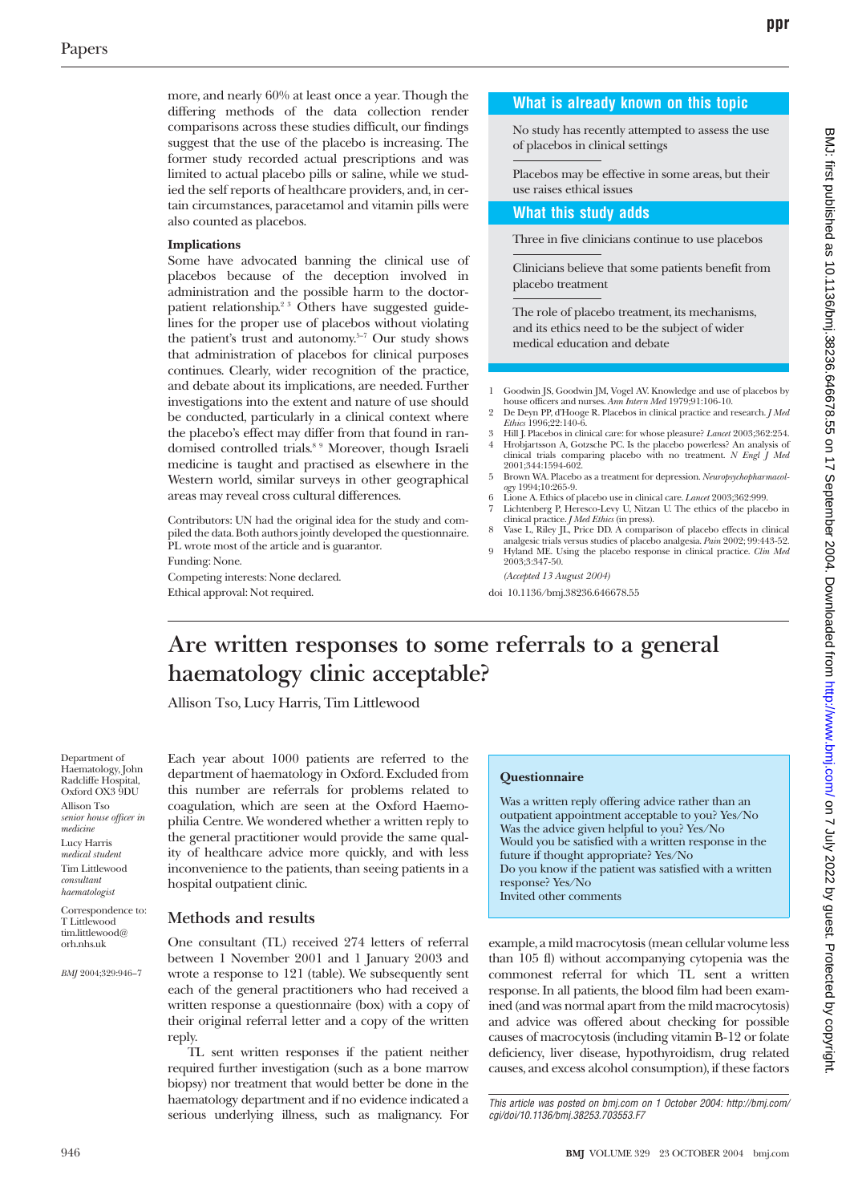more, and nearly 60% at least once a year. Though the differing methods of the data collection render comparisons across these studies difficult, our findings suggest that the use of the placebo is increasing. The former study recorded actual prescriptions and was limited to actual placebo pills or saline, while we studied the self reports of healthcare providers, and, in certain circumstances, paracetamol and vitamin pills were also counted as placebos.

### Implications

Some have advocated banning the clinical use of placebos because of the deception involved in administration and the possible harm to the doctor-patient relationship.[2 3] Others have suggested guidelines for the proper use of placebos without violating the patient's trust and autonomy.[5–7] Our study shows that administration of placebos for clinical purposes continues. Clearly, wider recognition of the practice, and debate about its implications, are needed. Further investigations into the extent and nature of use should be conducted, particularly in a clinical context where the placebo's effect may differ from that found in randomised controlled trials.[8 9] Moreover, though Israeli medicine is taught and practised as elsewhere in the Western world, similar surveys in other geographical areas may reveal cross cultural differences.

Contributors: UN had the original idea for the study and compiled the data. Both authors jointly developed the questionnaire. PL wrote most of the article and is guarantor.

Funding: None.

Competing interests: None declared.

Ethical approval: Not required.

### What is already known on this topic

No study has recently attempted to assess the use of placebos in clinical settings

Placebos may be effective in some areas, but their use raises ethical issues

### What this study adds

Three in five clinicians continue to use placebos

Clinicians believe that some patients benefit from placebo treatment

The role of placebo treatment, its mechanisms, and its ethics need to be the subject of wider medical education and debate

1. Goodwin JS, Goodwin JM, Vogel AV. Knowledge and use of placebos by house officers and nurses. *Ann Intern Med* 1979;91:106-10.
2. De Deyn PP, d'Hooge R. Placebos in clinical practice and research. *J Med Ethics* 1996;22:140-6.
3. Hill J. Placebos in clinical care: for whose pleasure? *Lancet* 2003;362:254.
4. Hrobjartsson A, Gotzsche PC. Is the placebo powerless? An analysis of clinical trials comparing placebo with no treatment. *N Engl J Med* 2001;344:1594-602.
5. Brown WA. Placebo as a treatment for depression. *Neuropsychopharmacology* 1994;10:265-9.
6. Lione A. Ethics of placebo use in clinical care. *Lancet* 2003;362:999.
7. Lichtenberg P, Heresco-Levy U, Nitzan U. The ethics of the placebo in clinical practice. *J Med Ethics* (in press).
8. Vase L, Riley JL, Price DD. A comparison of placebo effects in clinical analgesic trials versus studies of placebo analgesia. *Pain* 2002; 99:443-52.
9. Hyland ME. Using the placebo response in clinical practice. *Clin Med* 2003;3:347-50.

*(Accepted 13 August 2004)*

doi 10.1136/bmj.38236.646678.55

# Are written responses to some referrals to a general haematology clinic acceptable?

Allison Tso, Lucy Harris, Tim Littlewood

Department of Haematology, John Radcliffe Hospital, Oxford OX3 9DU

Allison Tso *senior house officer in medicine*

Lucy Harris *medical student*

Tim Littlewood *consultant haematologist*

Correspondence to: T Littlewood tim.littlewood@orh.nhs.uk

*BMJ* 2004;329:946–7

Each year about 1000 patients are referred to the department of haematology in Oxford. Excluded from this number are referrals for problems related to coagulation, which are seen at the Oxford Haemophilia Centre. We wondered whether a written reply to the general practitioner would provide the same quality of healthcare advice more quickly, and with less inconvenience to the patients, than seeing patients in a hospital outpatient clinic.

## Methods and results

One consultant (TL) received 274 letters of referral between 1 November 2001 and 1 January 2003 and wrote a response to 121 (table). We subsequently sent each of the general practitioners who had received a written response a questionnaire (box) with a copy of their original referral letter and a copy of the written reply.

TL sent written responses if the patient neither required further investigation (such as a bone marrow biopsy) nor treatment that would better be done in the haematology department and if no evidence indicated a serious underlying illness, such as malignancy. For example, a mild macrocytosis (mean cellular volume less than 105 fl) without accompanying cytopenia was the commonest referral for which TL sent a written response. In all patients, the blood film had been examined (and was normal apart from the mild macrocytosis) and advice was offered about checking for possible causes of macrocytosis (including vitamin B-12 or folate deficiency, liver disease, hypothyroidism, drug related causes, and excess alcohol consumption), if these factors

### Questionnaire

Was a written reply offering advice rather than an outpatient appointment acceptable to you? Yes/No
Was the advice given helpful to you? Yes/No
Would you be satisfied with a written response in the future if thought appropriate? Yes/No
Do you know if the patient was satisfied with a written response? Yes/No
Invited other comments

*This article was posted on bmj.com on 1 October 2004: http://bmj.com/cgi/doi/10.1136/bmj.38253.703553.F7*